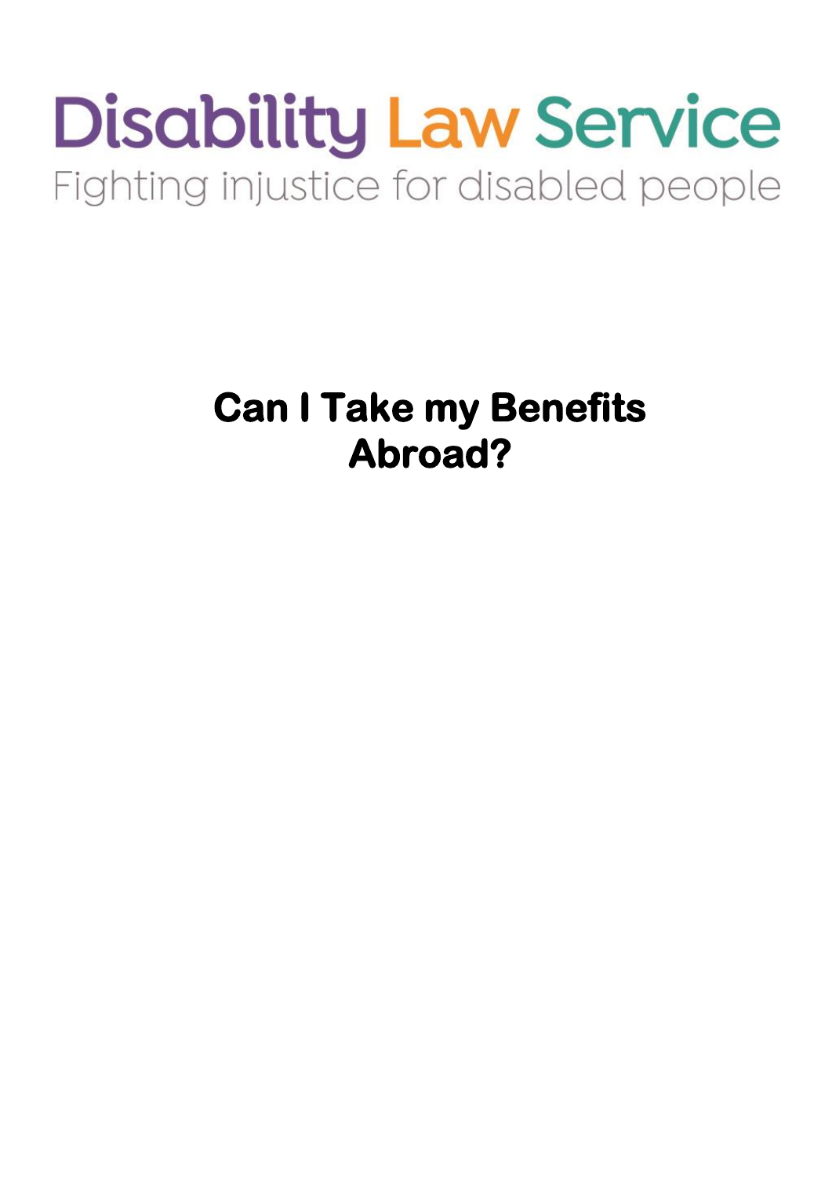Disability Law Service

Fighting injustice for disabled people

# Can I Take my Benefits Abroad?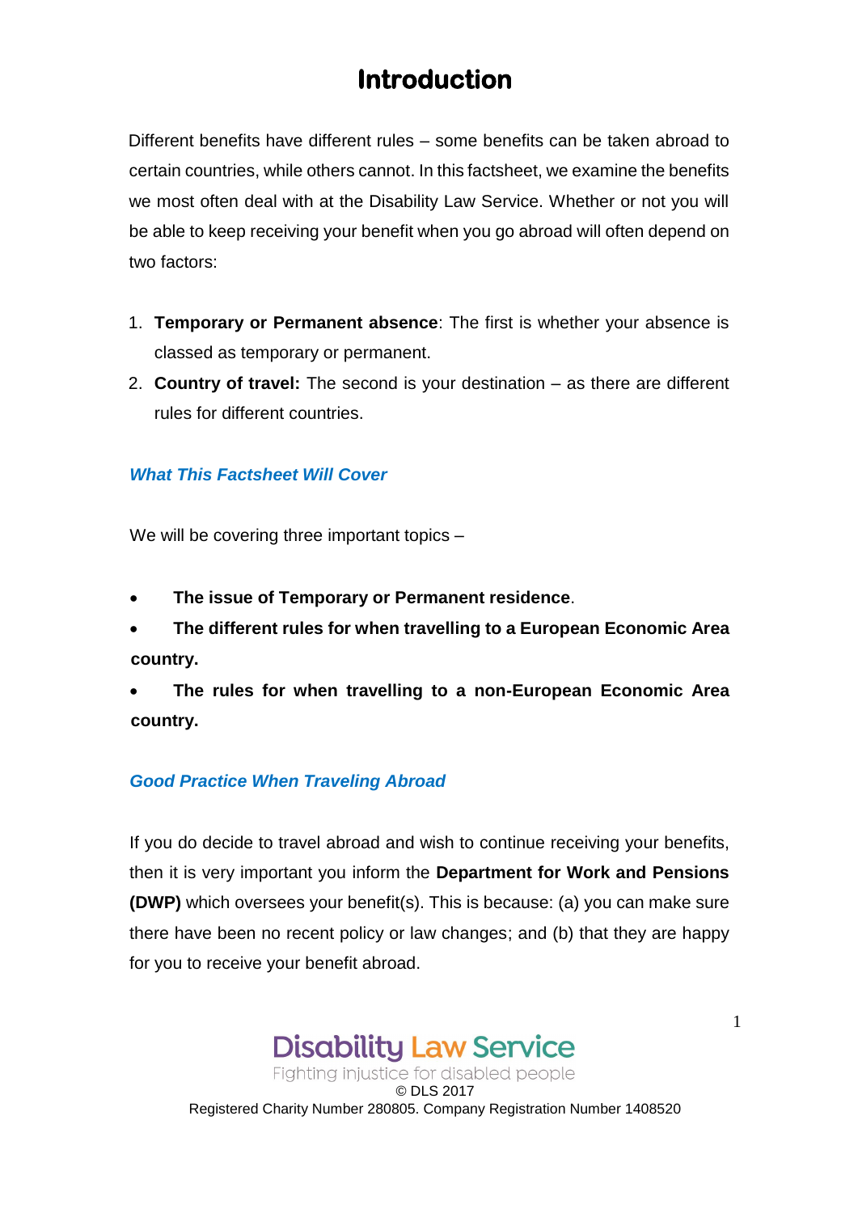# Introduction

Different benefits have different rules – some benefits can be taken abroad to certain countries, while others cannot. In this factsheet, we examine the benefits we most often deal with at the Disability Law Service. Whether or not you will be able to keep receiving your benefit when you go abroad will often depend on two factors:

1. **Temporary or Permanent absence**: The first is whether your absence is classed as temporary or permanent.
2. **Country of travel:** The second is your destination – as there are different rules for different countries.

### *What This Factsheet Will Cover*

We will be covering three important topics –

- **The issue of Temporary or Permanent residence**.
- **The different rules for when travelling to a European Economic Area country.**
- **The rules for when travelling to a non-European Economic Area country.**

### *Good Practice When Traveling Abroad*

If you do decide to travel abroad and wish to continue receiving your benefits, then it is very important you inform the **Department for Work and Pensions (DWP)** which oversees your benefit(s). This is because: (a) you can make sure there have been no recent policy or law changes; and (b) that they are happy for you to receive your benefit abroad.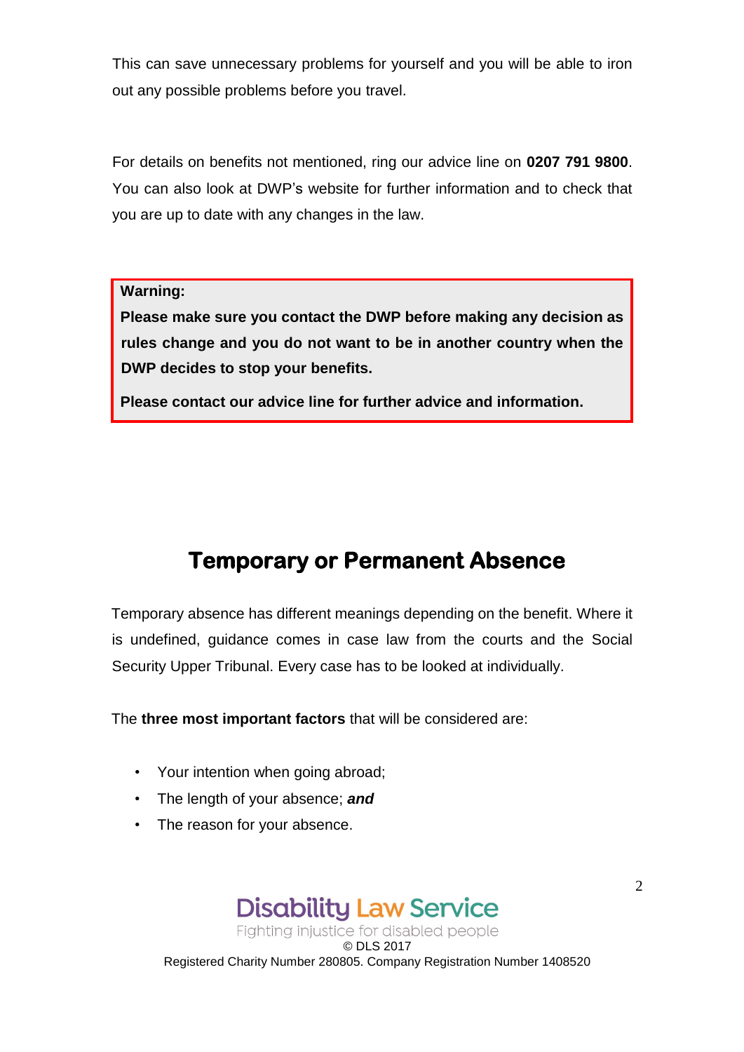This can save unnecessary problems for yourself and you will be able to iron out any possible problems before you travel.

For details on benefits not mentioned, ring our advice line on **0207 791 9800**. You can also look at DWP's website for further information and to check that you are up to date with any changes in the law.

> **Warning:**
>
> **Please make sure you contact the DWP before making any decision as rules change and you do not want to be in another country when the DWP decides to stop your benefits.**
>
> **Please contact our advice line for further advice and information.**

## Temporary or Permanent Absence

Temporary absence has different meanings depending on the benefit. Where it is undefined, guidance comes in case law from the courts and the Social Security Upper Tribunal. Every case has to be looked at individually.

The **three most important factors** that will be considered are:

- Your intention when going abroad;
- The length of your absence; ***and***
- The reason for your absence.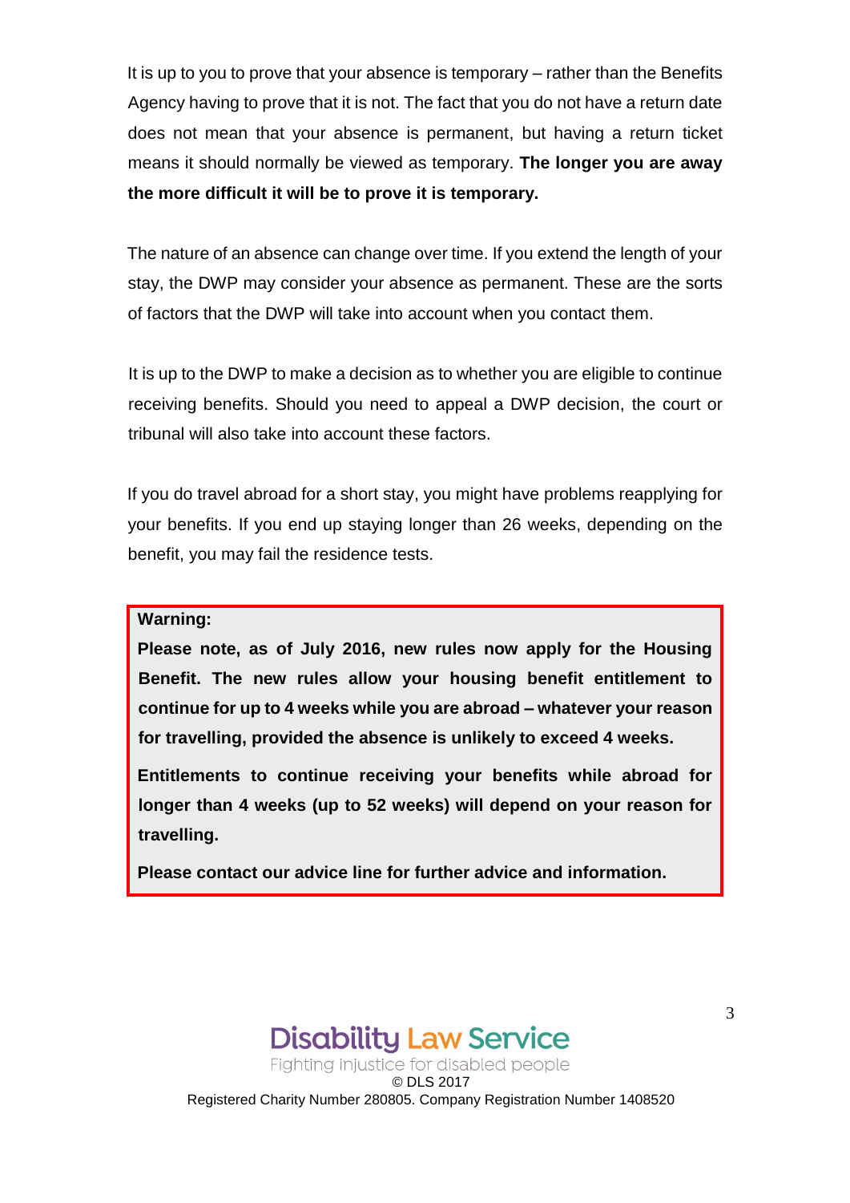It is up to you to prove that your absence is temporary – rather than the Benefits Agency having to prove that it is not. The fact that you do not have a return date does not mean that your absence is permanent, but having a return ticket means it should normally be viewed as temporary. **The longer you are away the more difficult it will be to prove it is temporary.**

The nature of an absence can change over time. If you extend the length of your stay, the DWP may consider your absence as permanent. These are the sorts of factors that the DWP will take into account when you contact them.

It is up to the DWP to make a decision as to whether you are eligible to continue receiving benefits. Should you need to appeal a DWP decision, the court or tribunal will also take into account these factors.

If you do travel abroad for a short stay, you might have problems reapplying for your benefits. If you end up staying longer than 26 weeks, depending on the benefit, you may fail the residence tests.

> **Warning:**
>
> **Please note, as of July 2016, new rules now apply for the Housing Benefit. The new rules allow your housing benefit entitlement to continue for up to 4 weeks while you are abroad – whatever your reason for travelling, provided the absence is unlikely to exceed 4 weeks.**
>
> **Entitlements to continue receiving your benefits while abroad for longer than 4 weeks (up to 52 weeks) will depend on your reason for travelling.**
>
> **Please contact our advice line for further advice and information.**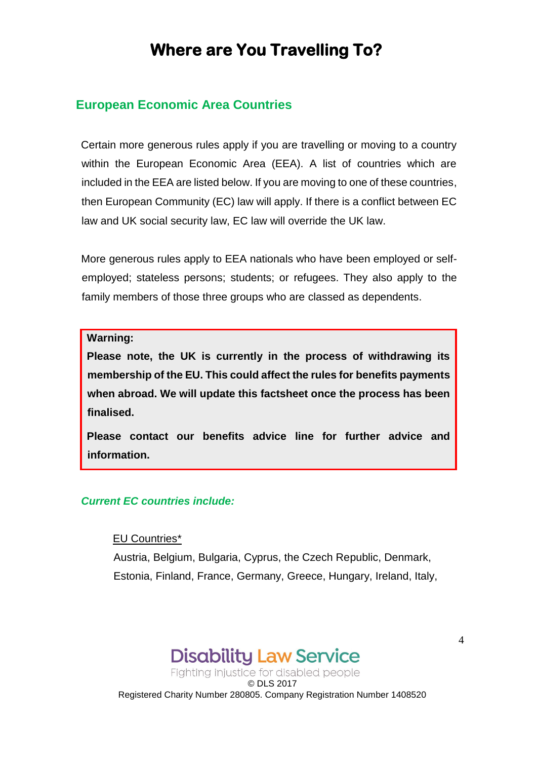# Where are You Travelling To?

## European Economic Area Countries

Certain more generous rules apply if you are travelling or moving to a country within the European Economic Area (EEA). A list of countries which are included in the EEA are listed below. If you are moving to one of these countries, then European Community (EC) law will apply. If there is a conflict between EC law and UK social security law, EC law will override the UK law.

More generous rules apply to EEA nationals who have been employed or self-employed; stateless persons; students; or refugees. They also apply to the family members of those three groups who are classed as dependents.

> **Warning:**
>
> **Please note, the UK is currently in the process of withdrawing its membership of the EU. This could affect the rules for benefits payments when abroad. We will update this factsheet once the process has been finalised.**
>
> **Please contact our benefits advice line for further advice and information.**

***Current EC countries include:***

EU Countries*

Austria, Belgium, Bulgaria, Cyprus, the Czech Republic, Denmark, Estonia, Finland, France, Germany, Greece, Hungary, Ireland, Italy,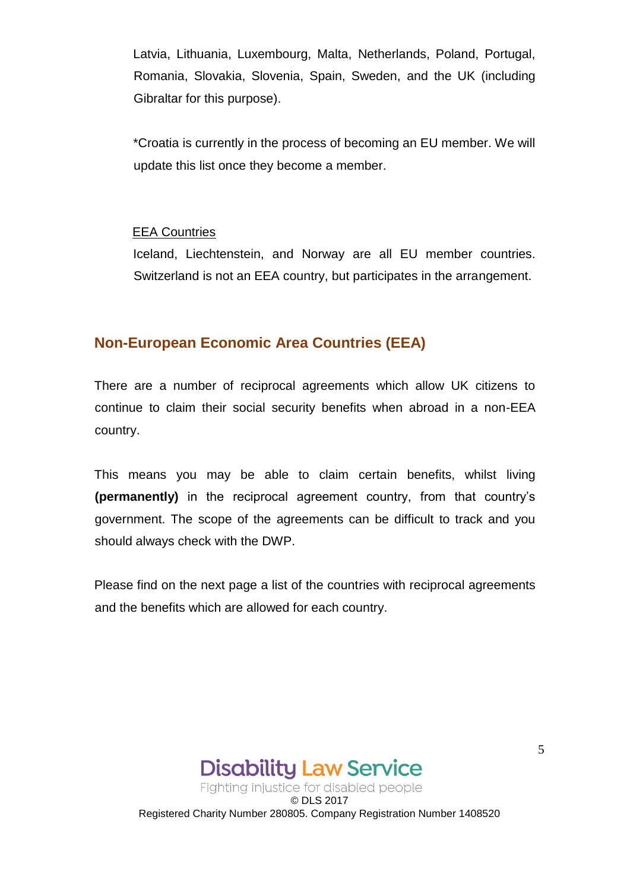Latvia, Lithuania, Luxembourg, Malta, Netherlands, Poland, Portugal, Romania, Slovakia, Slovenia, Spain, Sweden, and the UK (including Gibraltar for this purpose).

*Croatia is currently in the process of becoming an EU member. We will update this list once they become a member.

<u>EEA Countries</u>

Iceland, Liechtenstein, and Norway are all EU member countries. Switzerland is not an EEA country, but participates in the arrangement.

## Non-European Economic Area Countries (EEA)

There are a number of reciprocal agreements which allow UK citizens to continue to claim their social security benefits when abroad in a non-EEA country.

This means you may be able to claim certain benefits, whilst living **(permanently)** in the reciprocal agreement country, from that country's government. The scope of the agreements can be difficult to track and you should always check with the DWP.

Please find on the next page a list of the countries with reciprocal agreements and the benefits which are allowed for each country.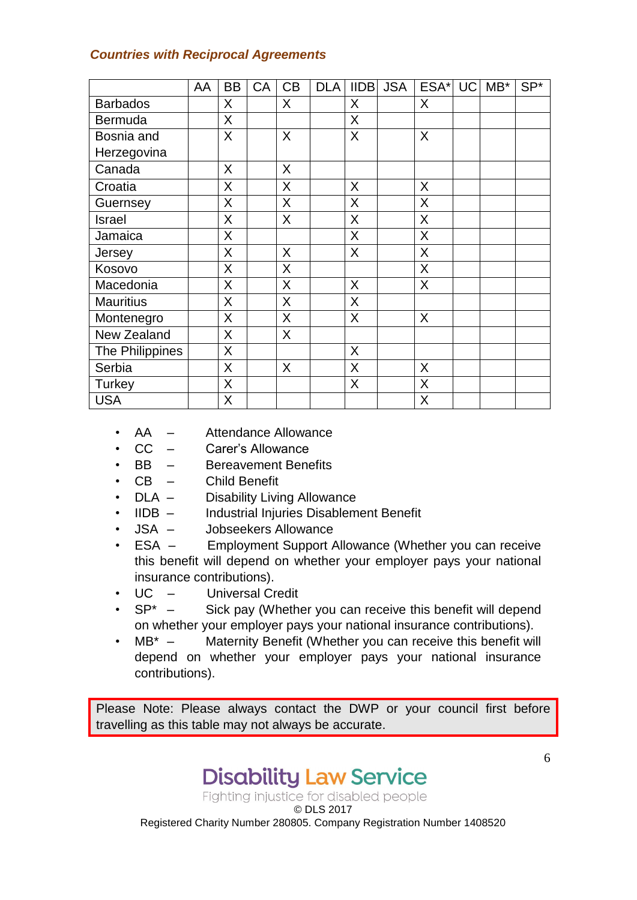***Countries with Reciprocal Agreements***

| | AA | BB | CA | CB | DLA | IIDB | JSA | ESA* | UC | MB* | SP* |
|---|---|---|---|---|---|---|---|---|---|---|---|
| Barbados | | X | | X | | X | | X | | | |
| Bermuda | | X | | | | X | | | | | |
| Bosnia and Herzegovina | | X | | X | | X | | X | | | |
| Canada | | X | | X | | | | | | | |
| Croatia | | X | | X | | X | | X | | | |
| Guernsey | | X | | X | | X | | X | | | |
| Israel | | X | | X | | X | | X | | | |
| Jamaica | | X | | | | X | | X | | | |
| Jersey | | X | | X | | X | | X | | | |
| Kosovo | | X | | X | | | | X | | | |
| Macedonia | | X | | X | | X | | X | | | |
| Mauritius | | X | | X | | X | | | | | |
| Montenegro | | X | | X | | X | | X | | | |
| New Zealand | | X | | X | | | | | | | |
| The Philippines | | X | | | | X | | | | | |
| Serbia | | X | | X | | X | | X | | | |
| Turkey | | X | | | | X | | X | | | |
| USA | | X | | | | | | X | | | |

- AA – Attendance Allowance
- CC – Carer's Allowance
- BB – Bereavement Benefits
- CB – Child Benefit
- DLA – Disability Living Allowance
- IIDB – Industrial Injuries Disablement Benefit
- JSA – Jobseekers Allowance
- ESA – Employment Support Allowance (Whether you can receive this benefit will depend on whether your employer pays your national insurance contributions).
- UC – Universal Credit
- SP* – Sick pay (Whether you can receive this benefit will depend on whether your employer pays your national insurance contributions).
- MB* – Maternity Benefit (Whether you can receive this benefit will depend on whether your employer pays your national insurance contributions).

Please Note: Please always contact the DWP or your council first before travelling as this table may not always be accurate.

Disability Law Service

Fighting injustice for disabled people

© DLS 2017

Registered Charity Number 280805. Company Registration Number 1408520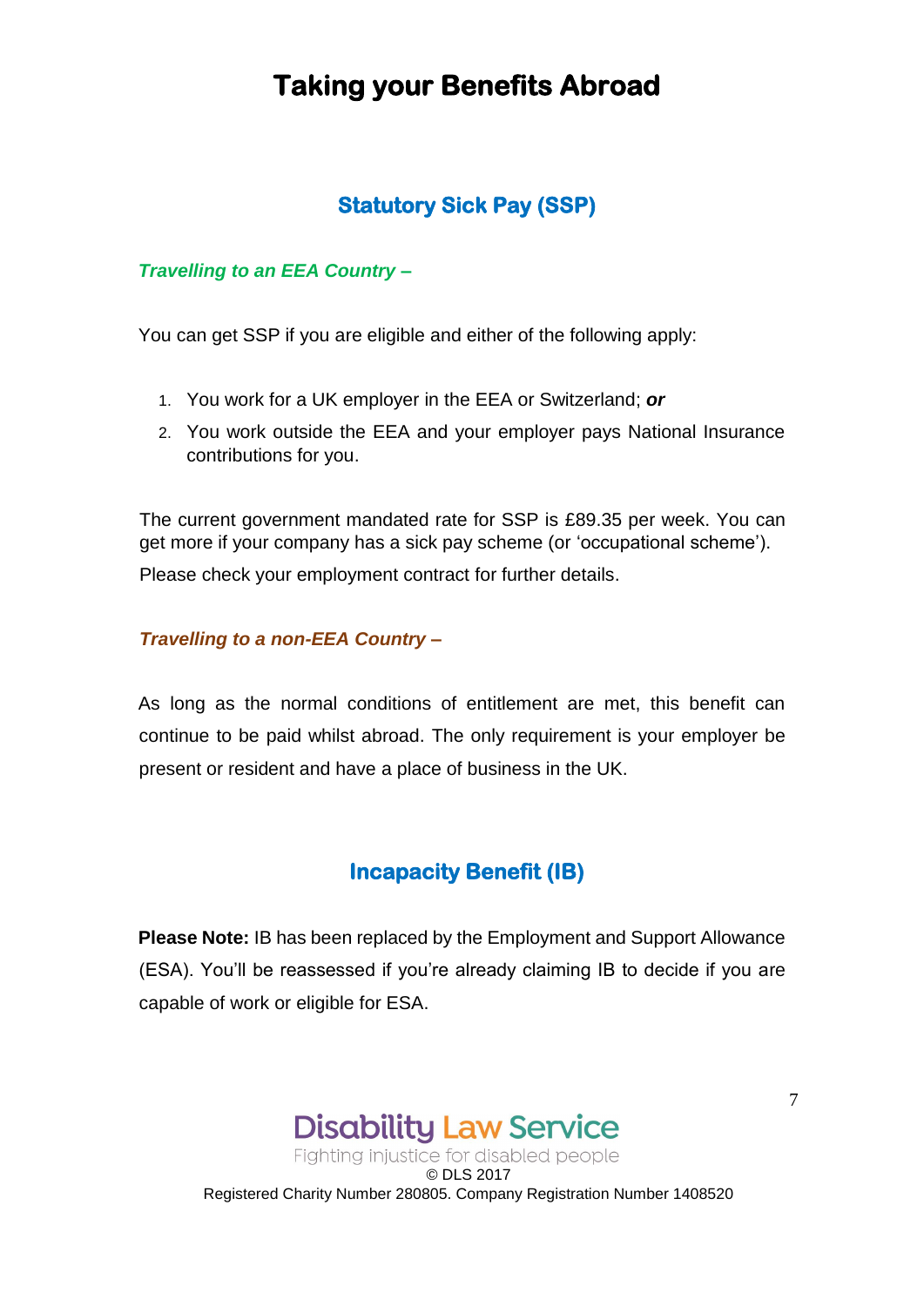# Taking your Benefits Abroad

## Statutory Sick Pay (SSP)

*Travelling to an EEA Country –*

You can get SSP if you are eligible and either of the following apply:

1. You work for a UK employer in the EEA or Switzerland; ***or***
2. You work outside the EEA and your employer pays National Insurance contributions for you.

The current government mandated rate for SSP is £89.35 per week. You can get more if your company has a sick pay scheme (or 'occupational scheme'). Please check your employment contract for further details.

*Travelling to a non-EEA Country –*

As long as the normal conditions of entitlement are met, this benefit can continue to be paid whilst abroad. The only requirement is your employer be present or resident and have a place of business in the UK.

## Incapacity Benefit (IB)

**Please Note:** IB has been replaced by the Employment and Support Allowance (ESA). You'll be reassessed if you're already claiming IB to decide if you are capable of work or eligible for ESA.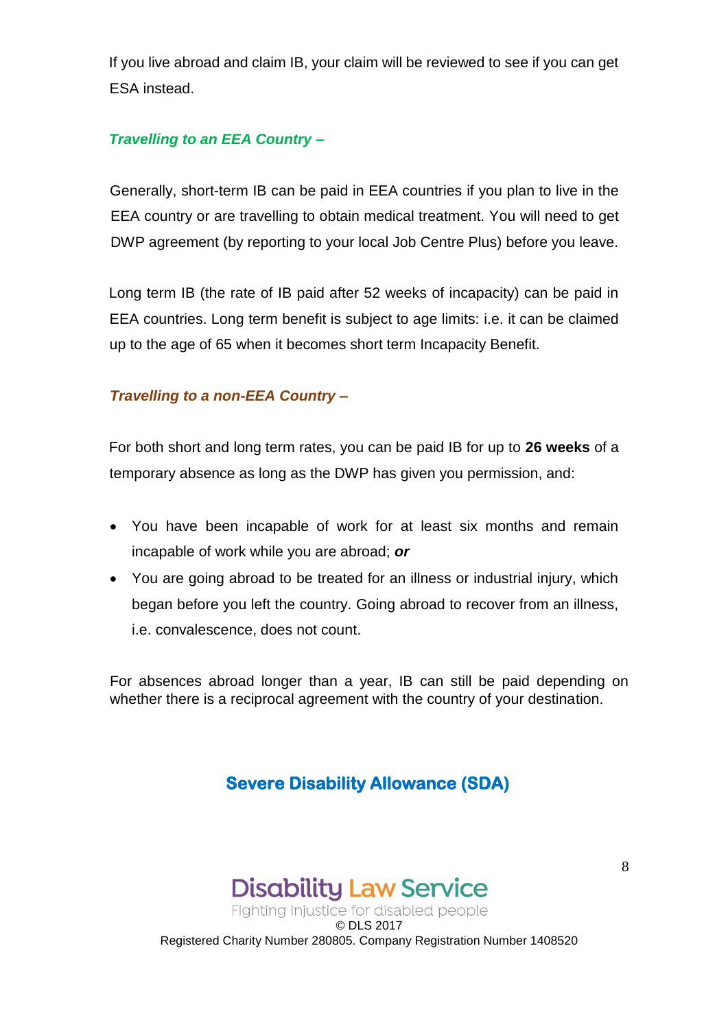If you live abroad and claim IB, your claim will be reviewed to see if you can get ESA instead.

***Travelling to an EEA Country –***

Generally, short-term IB can be paid in EEA countries if you plan to live in the EEA country or are travelling to obtain medical treatment. You will need to get DWP agreement (by reporting to your local Job Centre Plus) before you leave.

Long term IB (the rate of IB paid after 52 weeks of incapacity) can be paid in EEA countries. Long term benefit is subject to age limits: i.e. it can be claimed up to the age of 65 when it becomes short term Incapacity Benefit.

***Travelling to a non-EEA Country –***

For both short and long term rates, you can be paid IB for up to **26 weeks** of a temporary absence as long as the DWP has given you permission, and:

- You have been incapable of work for at least six months and remain incapable of work while you are abroad; ***or***
- You are going abroad to be treated for an illness or industrial injury, which began before you left the country. Going abroad to recover from an illness, i.e. convalescence, does not count.

For absences abroad longer than a year, IB can still be paid depending on whether there is a reciprocal agreement with the country of your destination.

## Severe Disability Allowance (SDA)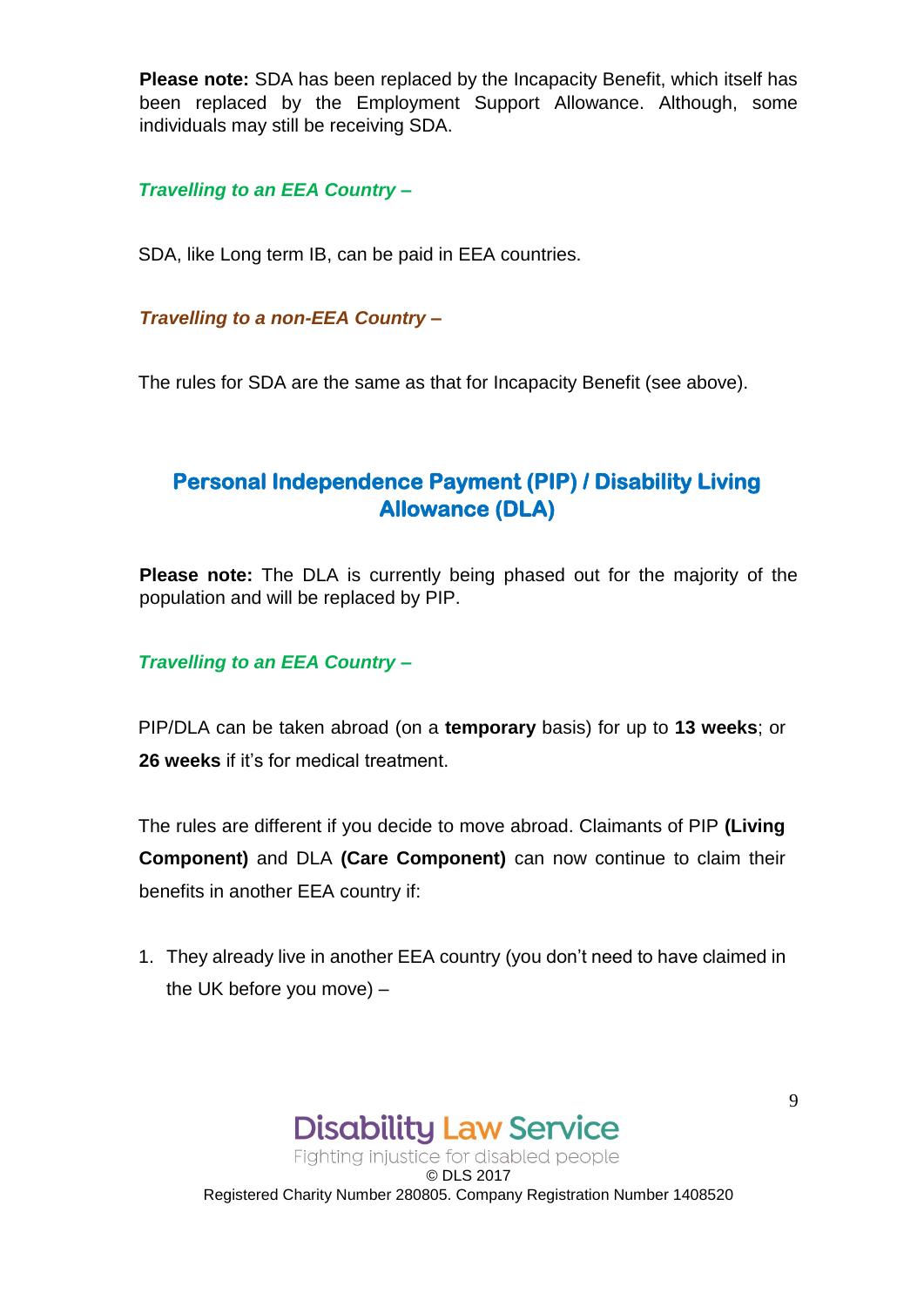**Please note:** SDA has been replaced by the Incapacity Benefit, which itself has been replaced by the Employment Support Allowance. Although, some individuals may still be receiving SDA.

***Travelling to an EEA Country –***

SDA, like Long term IB, can be paid in EEA countries.

***Travelling to a non-EEA Country –***

The rules for SDA are the same as that for Incapacity Benefit (see above).

## Personal Independence Payment (PIP) / Disability Living Allowance (DLA)

**Please note:** The DLA is currently being phased out for the majority of the population and will be replaced by PIP.

***Travelling to an EEA Country –***

PIP/DLA can be taken abroad (on a **temporary** basis) for up to **13 weeks**; or **26 weeks** if it's for medical treatment.

The rules are different if you decide to move abroad. Claimants of PIP **(Living Component)** and DLA **(Care Component)** can now continue to claim their benefits in another EEA country if:

1. They already live in another EEA country (you don't need to have claimed in the UK before you move) –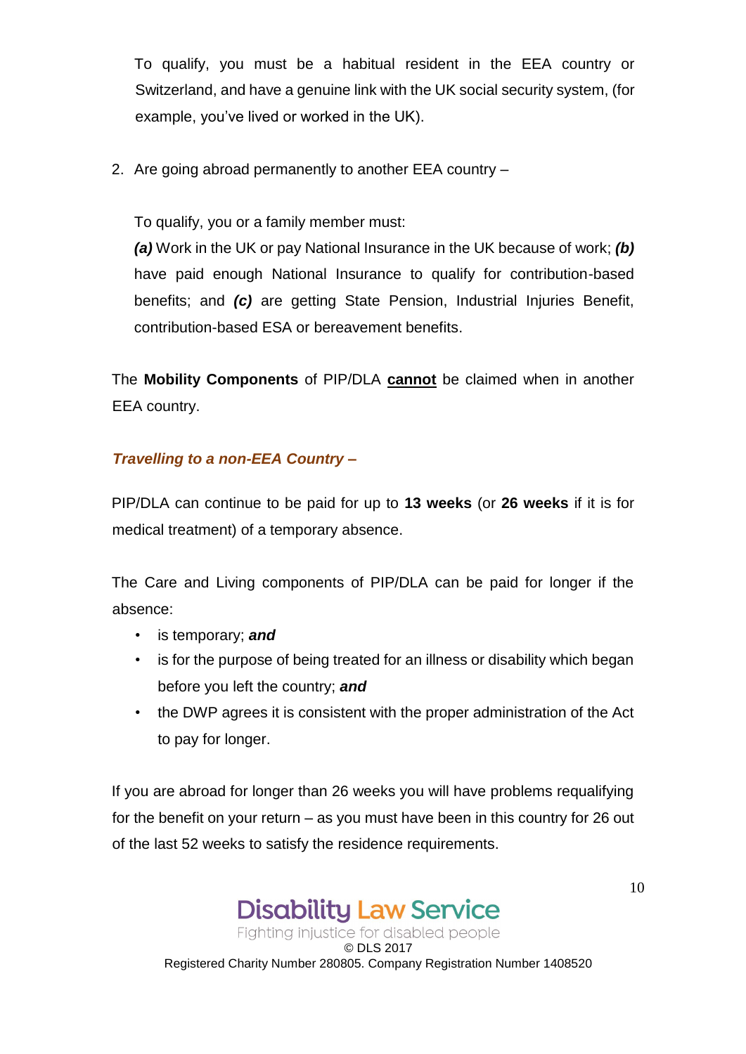To qualify, you must be a habitual resident in the EEA country or Switzerland, and have a genuine link with the UK social security system, (for example, you've lived or worked in the UK).

2. Are going abroad permanently to another EEA country –

   To qualify, you or a family member must:
   ***(a)*** Work in the UK or pay National Insurance in the UK because of work; ***(b)*** have paid enough National Insurance to qualify for contribution-based benefits; and ***(c)*** are getting State Pension, Industrial Injuries Benefit, contribution-based ESA or bereavement benefits.

The **Mobility Components** of PIP/DLA **cannot** be claimed when in another EEA country.

***Travelling to a non-EEA Country –***

PIP/DLA can continue to be paid for up to **13 weeks** (or **26 weeks** if it is for medical treatment) of a temporary absence.

The Care and Living components of PIP/DLA can be paid for longer if the absence:

- is temporary; ***and***
- is for the purpose of being treated for an illness or disability which began before you left the country; ***and***
- the DWP agrees it is consistent with the proper administration of the Act to pay for longer.

If you are abroad for longer than 26 weeks you will have problems requalifying for the benefit on your return – as you must have been in this country for 26 out of the last 52 weeks to satisfy the residence requirements.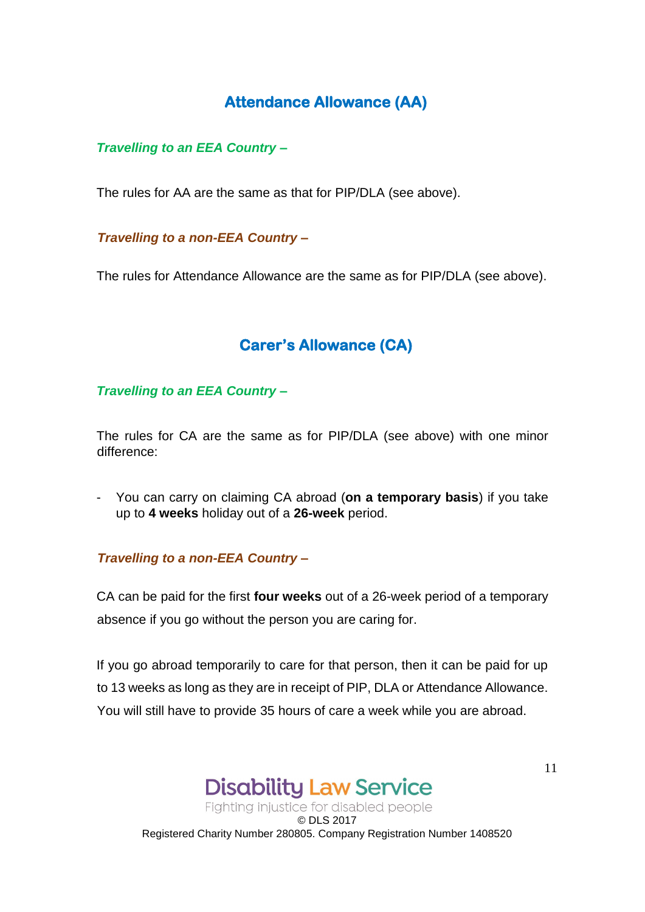## Attendance Allowance (AA)

***Travelling to an EEA Country –***

The rules for AA are the same as that for PIP/DLA (see above).

***Travelling to a non-EEA Country –***

The rules for Attendance Allowance are the same as for PIP/DLA (see above).

## Carer's Allowance (CA)

***Travelling to an EEA Country –***

The rules for CA are the same as for PIP/DLA (see above) with one minor difference:

- You can carry on claiming CA abroad (**on a temporary basis**) if you take up to **4 weeks** holiday out of a **26-week** period.

***Travelling to a non-EEA Country –***

CA can be paid for the first **four weeks** out of a 26-week period of a temporary absence if you go without the person you are caring for.

If you go abroad temporarily to care for that person, then it can be paid for up to 13 weeks as long as they are in receipt of PIP, DLA or Attendance Allowance. You will still have to provide 35 hours of care a week while you are abroad.

Disability Law Service
Fighting injustice for disabled people
© DLS 2017
Registered Charity Number 280805. Company Registration Number 1408520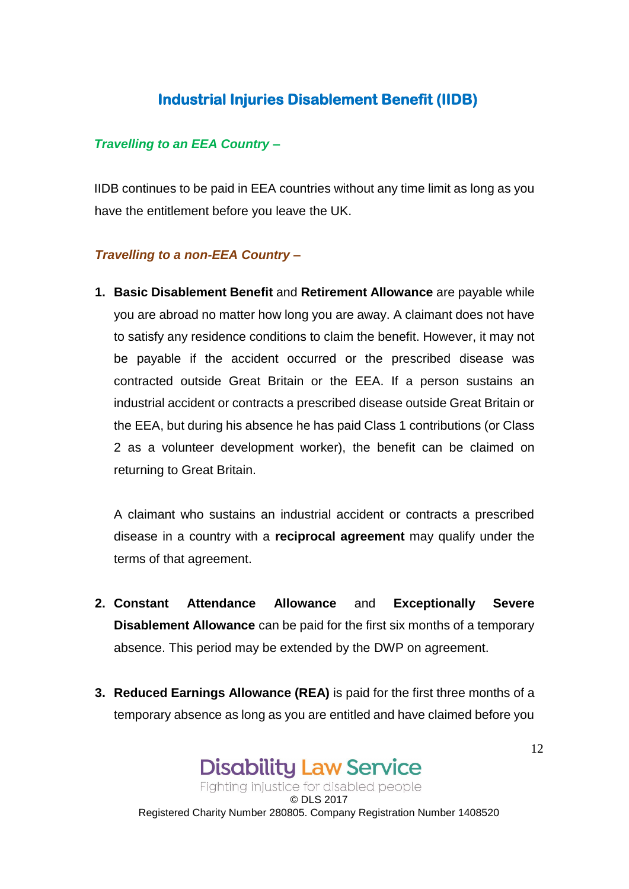## Industrial Injuries Disablement Benefit (IIDB)

***Travelling to an EEA Country –***

IIDB continues to be paid in EEA countries without any time limit as long as you have the entitlement before you leave the UK.

***Travelling to a non-EEA Country –***

1. **Basic Disablement Benefit** and **Retirement Allowance** are payable while you are abroad no matter how long you are away. A claimant does not have to satisfy any residence conditions to claim the benefit. However, it may not be payable if the accident occurred or the prescribed disease was contracted outside Great Britain or the EEA. If a person sustains an industrial accident or contracts a prescribed disease outside Great Britain or the EEA, but during his absence he has paid Class 1 contributions (or Class 2 as a volunteer development worker), the benefit can be claimed on returning to Great Britain.

   A claimant who sustains an industrial accident or contracts a prescribed disease in a country with a **reciprocal agreement** may qualify under the terms of that agreement.

2. **Constant Attendance Allowance** and **Exceptionally Severe Disablement Allowance** can be paid for the first six months of a temporary absence. This period may be extended by the DWP on agreement.

3. **Reduced Earnings Allowance (REA)** is paid for the first three months of a temporary absence as long as you are entitled and have claimed before you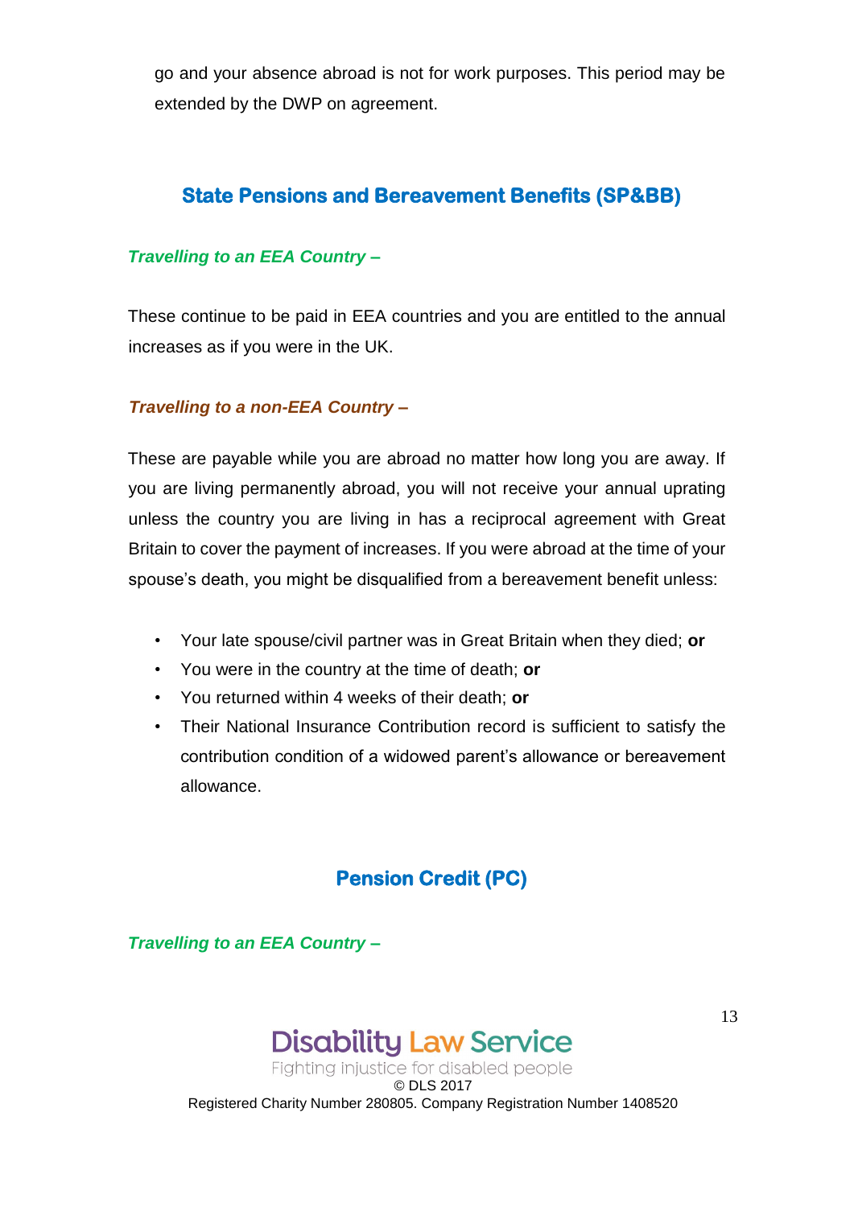go and your absence abroad is not for work purposes. This period may be extended by the DWP on agreement.

## State Pensions and Bereavement Benefits (SP&BB)

***Travelling to an EEA Country –***

These continue to be paid in EEA countries and you are entitled to the annual increases as if you were in the UK.

***Travelling to a non-EEA Country –***

These are payable while you are abroad no matter how long you are away. If you are living permanently abroad, you will not receive your annual uprating unless the country you are living in has a reciprocal agreement with Great Britain to cover the payment of increases. If you were abroad at the time of your spouse's death, you might be disqualified from a bereavement benefit unless:

- Your late spouse/civil partner was in Great Britain when they died; **or**
- You were in the country at the time of death; **or**
- You returned within 4 weeks of their death; **or**
- Their National Insurance Contribution record is sufficient to satisfy the contribution condition of a widowed parent's allowance or bereavement allowance.

## Pension Credit (PC)

***Travelling to an EEA Country –***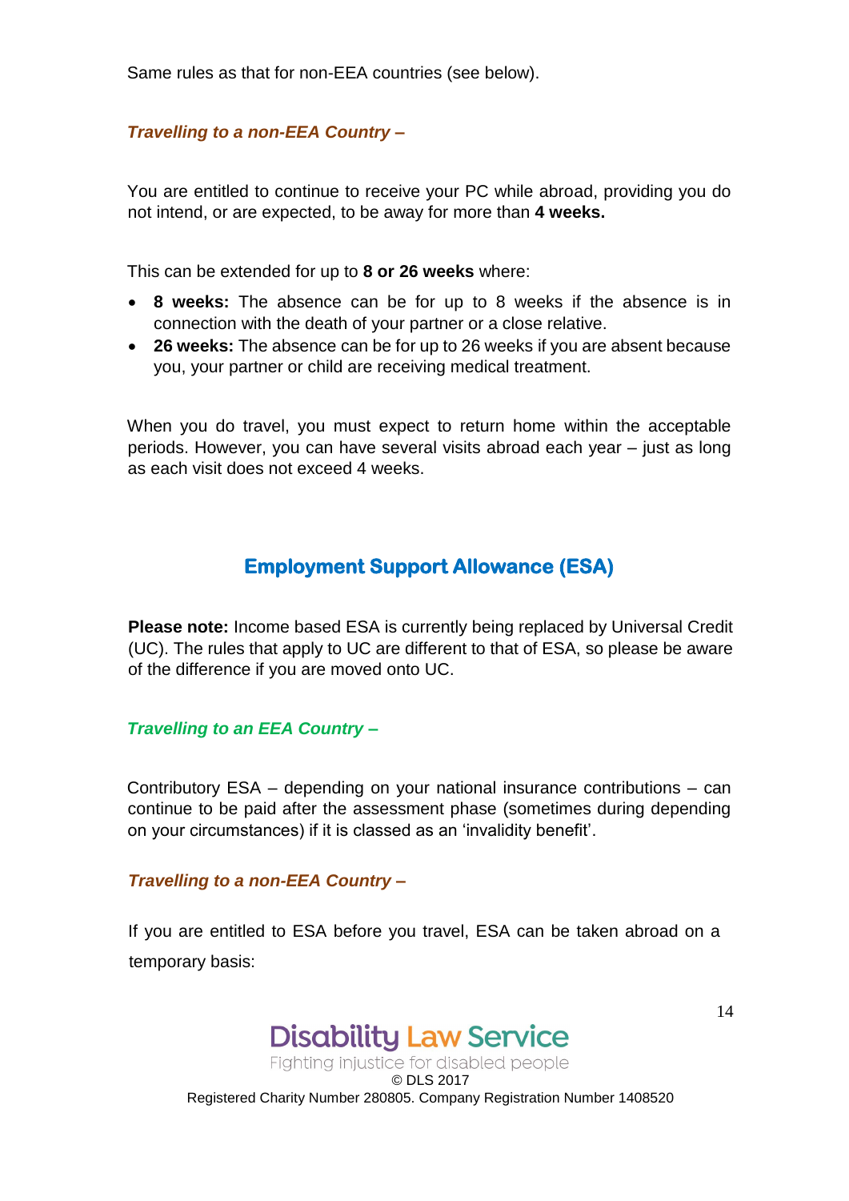Same rules as that for non-EEA countries (see below).

### *Travelling to a non-EEA Country –*

You are entitled to continue to receive your PC while abroad, providing you do not intend, or are expected, to be away for more than **4 weeks.**

This can be extended for up to **8 or 26 weeks** where:

- **8 weeks:** The absence can be for up to 8 weeks if the absence is in connection with the death of your partner or a close relative.
- **26 weeks:** The absence can be for up to 26 weeks if you are absent because you, your partner or child are receiving medical treatment.

When you do travel, you must expect to return home within the acceptable periods. However, you can have several visits abroad each year – just as long as each visit does not exceed 4 weeks.

## Employment Support Allowance (ESA)

**Please note:** Income based ESA is currently being replaced by Universal Credit (UC). The rules that apply to UC are different to that of ESA, so please be aware of the difference if you are moved onto UC.

### *Travelling to an EEA Country –*

Contributory ESA – depending on your national insurance contributions – can continue to be paid after the assessment phase (sometimes during depending on your circumstances) if it is classed as an 'invalidity benefit'.

### *Travelling to a non-EEA Country –*

If you are entitled to ESA before you travel, ESA can be taken abroad on a temporary basis: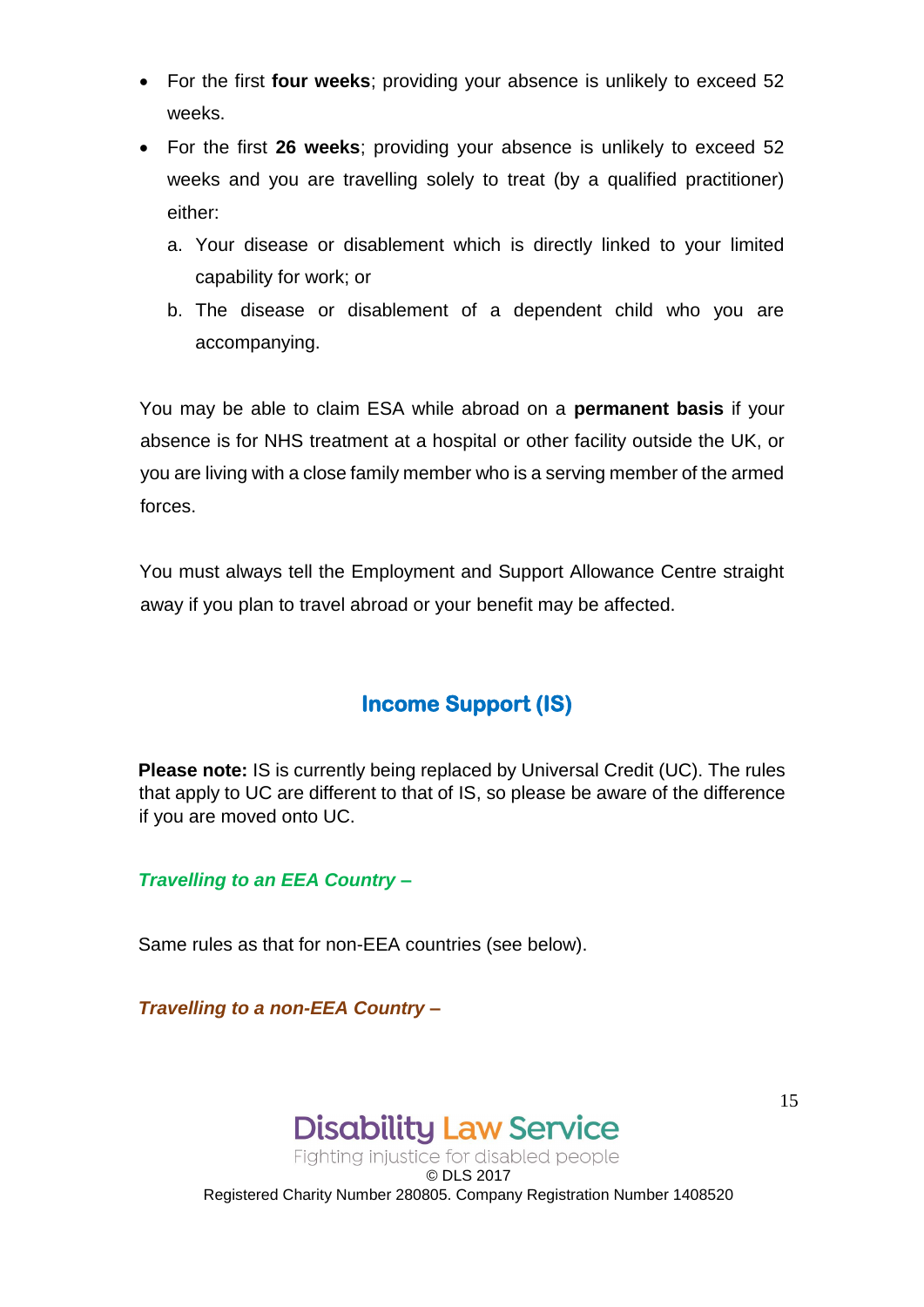- For the first **four weeks**; providing your absence is unlikely to exceed 52 weeks.
- For the first **26 weeks**; providing your absence is unlikely to exceed 52 weeks and you are travelling solely to treat (by a qualified practitioner) either:
  a. Your disease or disablement which is directly linked to your limited capability for work; or
  b. The disease or disablement of a dependent child who you are accompanying.

You may be able to claim ESA while abroad on a **permanent basis** if your absence is for NHS treatment at a hospital or other facility outside the UK, or you are living with a close family member who is a serving member of the armed forces.

You must always tell the Employment and Support Allowance Centre straight away if you plan to travel abroad or your benefit may be affected.

## Income Support (IS)

**Please note:** IS is currently being replaced by Universal Credit (UC). The rules that apply to UC are different to that of IS, so please be aware of the difference if you are moved onto UC.

***Travelling to an EEA Country –***

Same rules as that for non-EEA countries (see below).

***Travelling to a non-EEA Country –***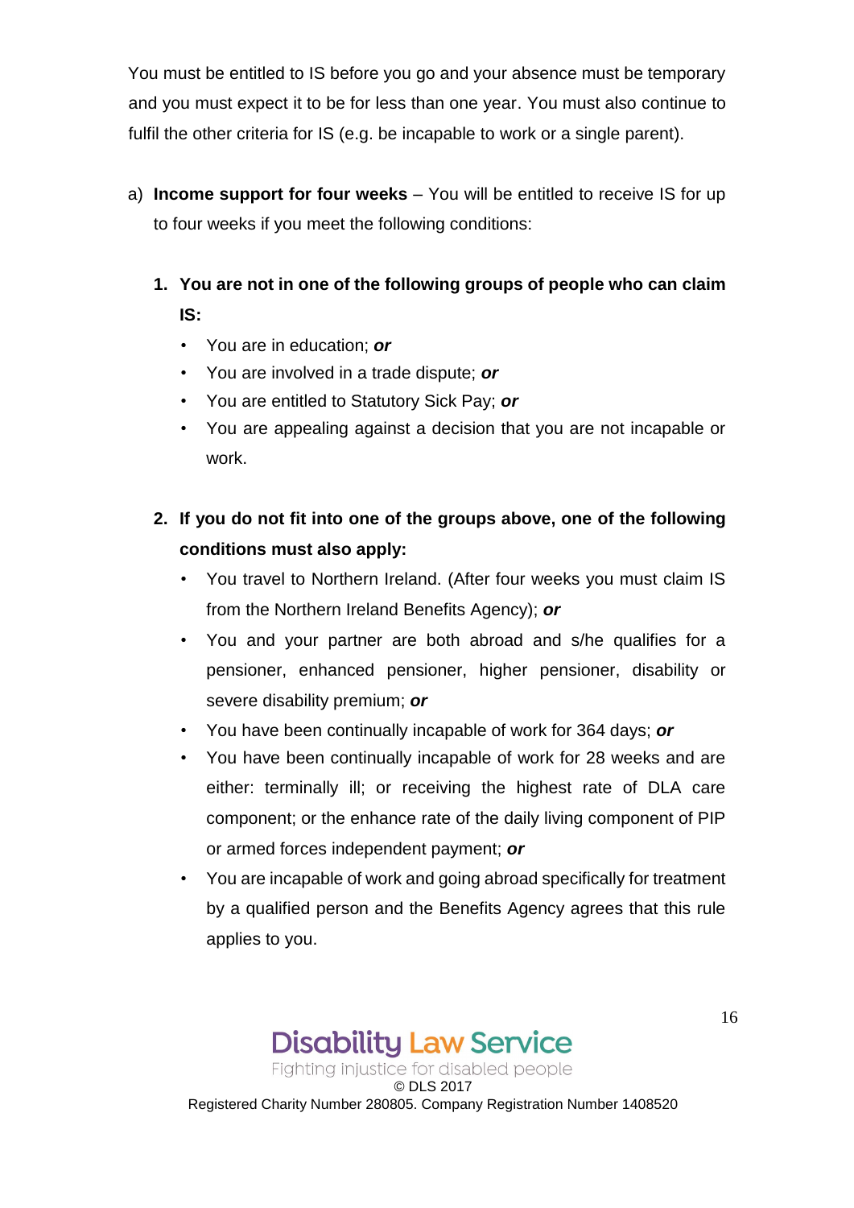You must be entitled to IS before you go and your absence must be temporary and you must expect it to be for less than one year. You must also continue to fulfil the other criteria for IS (e.g. be incapable to work or a single parent).

a) **Income support for four weeks** – You will be entitled to receive IS for up to four weeks if you meet the following conditions:

   1. **You are not in one of the following groups of people who can claim IS:**
      - You are in education; ***or***
      - You are involved in a trade dispute; ***or***
      - You are entitled to Statutory Sick Pay; ***or***
      - You are appealing against a decision that you are not incapable or work.

   2. **If you do not fit into one of the groups above, one of the following conditions must also apply:**
      - You travel to Northern Ireland. (After four weeks you must claim IS from the Northern Ireland Benefits Agency); ***or***
      - You and your partner are both abroad and s/he qualifies for a pensioner, enhanced pensioner, higher pensioner, disability or severe disability premium; ***or***
      - You have been continually incapable of work for 364 days; ***or***
      - You have been continually incapable of work for 28 weeks and are either: terminally ill; or receiving the highest rate of DLA care component; or the enhance rate of the daily living component of PIP or armed forces independent payment; ***or***
      - You are incapable of work and going abroad specifically for treatment by a qualified person and the Benefits Agency agrees that this rule applies to you.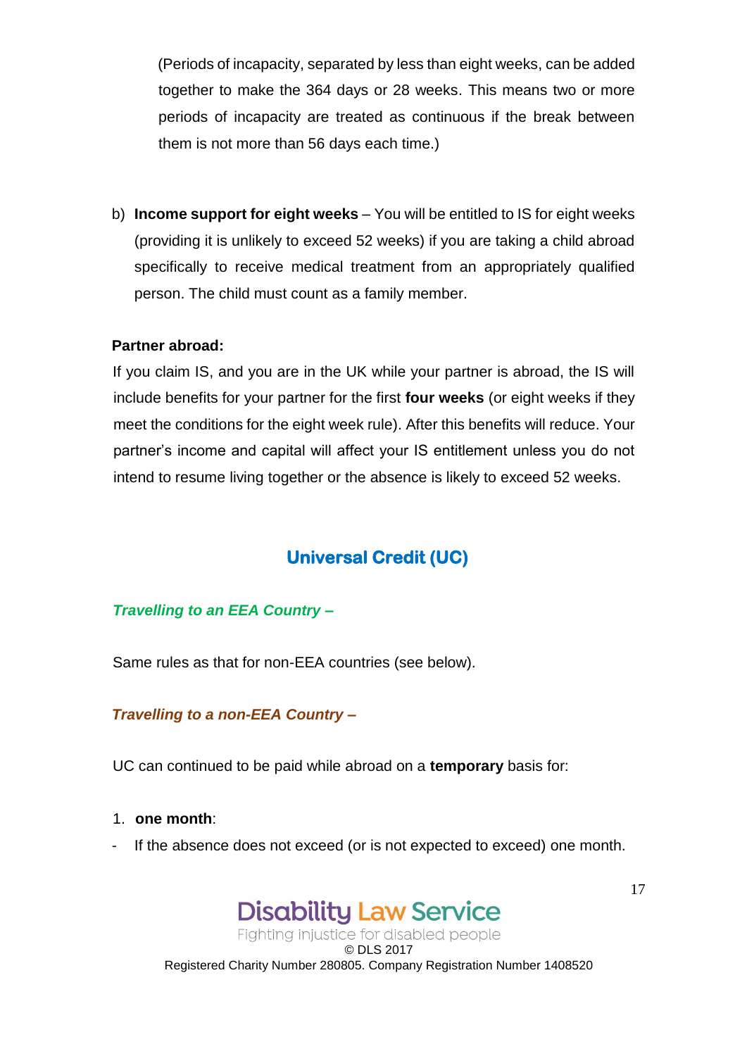(Periods of incapacity, separated by less than eight weeks, can be added together to make the 364 days or 28 weeks. This means two or more periods of incapacity are treated as continuous if the break between them is not more than 56 days each time.)

b) **Income support for eight weeks** – You will be entitled to IS for eight weeks (providing it is unlikely to exceed 52 weeks) if you are taking a child abroad specifically to receive medical treatment from an appropriately qualified person. The child must count as a family member.

**Partner abroad:**

If you claim IS, and you are in the UK while your partner is abroad, the IS will include benefits for your partner for the first **four weeks** (or eight weeks if they meet the conditions for the eight week rule). After this benefits will reduce. Your partner's income and capital will affect your IS entitlement unless you do not intend to resume living together or the absence is likely to exceed 52 weeks.

## Universal Credit (UC)

***Travelling to an EEA Country –***

Same rules as that for non-EEA countries (see below).

***Travelling to a non-EEA Country –***

UC can continued to be paid while abroad on a **temporary** basis for:

1. **one month**:

- If the absence does not exceed (or is not expected to exceed) one month.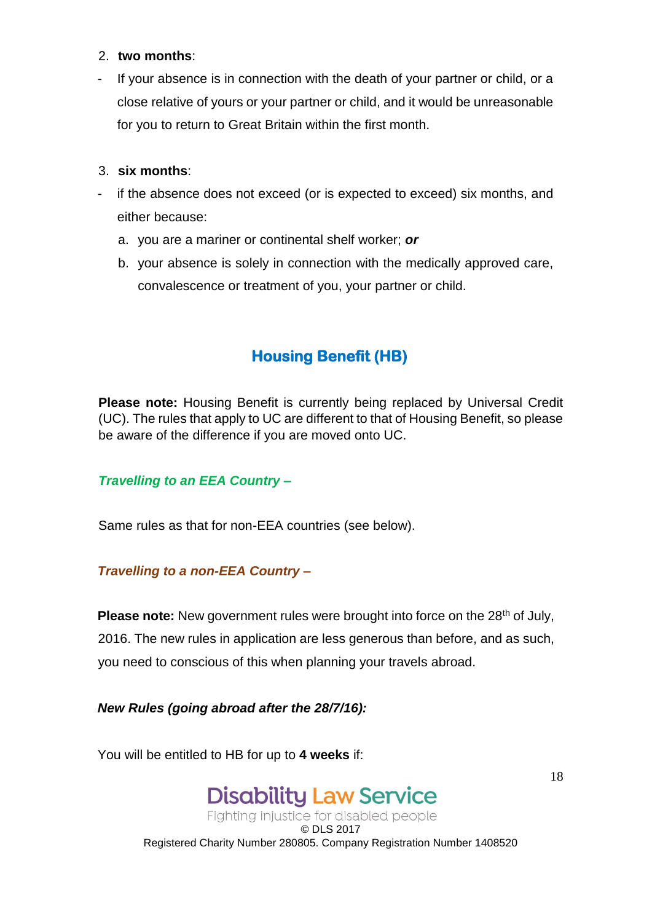2. **two months**:

- If your absence is in connection with the death of your partner or child, or a close relative of yours or your partner or child, and it would be unreasonable for you to return to Great Britain within the first month.

3. **six months**:

- if the absence does not exceed (or is expected to exceed) six months, and either because:
    a. you are a mariner or continental shelf worker; ***or***
    b. your absence is solely in connection with the medically approved care, convalescence or treatment of you, your partner or child.

## Housing Benefit (HB)

**Please note:** Housing Benefit is currently being replaced by Universal Credit (UC). The rules that apply to UC are different to that of Housing Benefit, so please be aware of the difference if you are moved onto UC.

***Travelling to an EEA Country –***

Same rules as that for non-EEA countries (see below).

***Travelling to a non-EEA Country –***

**Please note:** New government rules were brought into force on the 28th of July, 2016. The new rules in application are less generous than before, and as such, you need to conscious of this when planning your travels abroad.

***New Rules (going abroad after the 28/7/16):***

You will be entitled to HB for up to **4 weeks** if: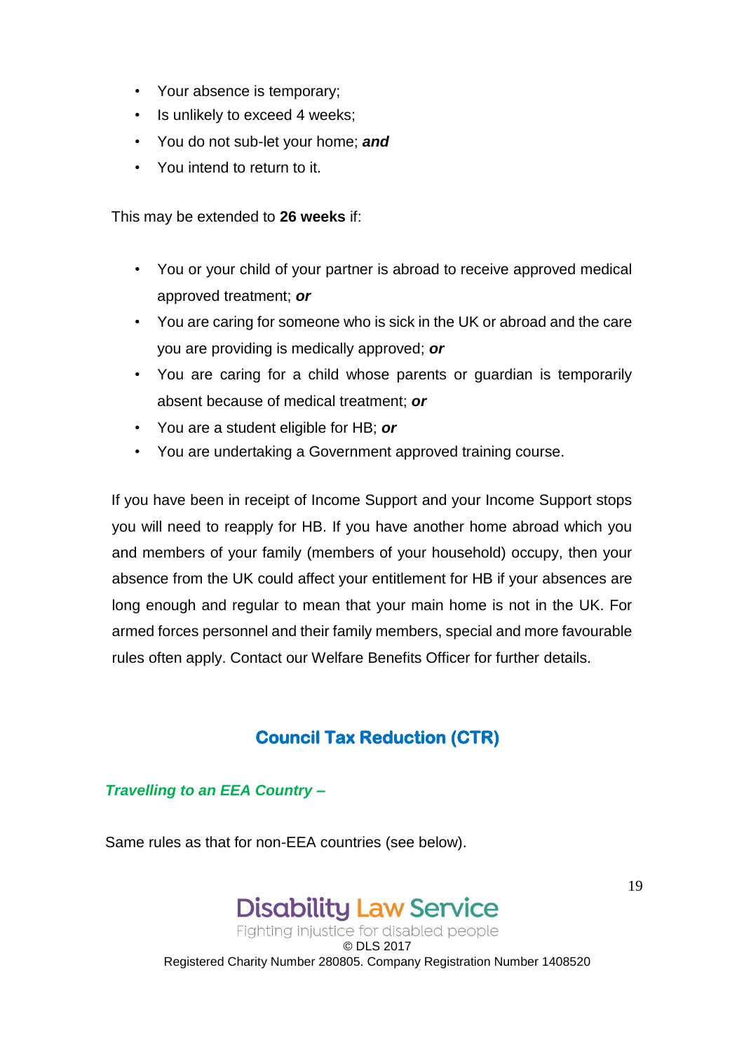- Your absence is temporary;
- Is unlikely to exceed 4 weeks;
- You do not sub-let your home; ***and***
- You intend to return to it.

This may be extended to **26 weeks** if:

- You or your child of your partner is abroad to receive approved medical approved treatment; ***or***
- You are caring for someone who is sick in the UK or abroad and the care you are providing is medically approved; ***or***
- You are caring for a child whose parents or guardian is temporarily absent because of medical treatment; ***or***
- You are a student eligible for HB; ***or***
- You are undertaking a Government approved training course.

If you have been in receipt of Income Support and your Income Support stops you will need to reapply for HB. If you have another home abroad which you and members of your family (members of your household) occupy, then your absence from the UK could affect your entitlement for HB if your absences are long enough and regular to mean that your main home is not in the UK. For armed forces personnel and their family members, special and more favourable rules often apply. Contact our Welfare Benefits Officer for further details.

## Council Tax Reduction (CTR)

***Travelling to an EEA Country –***

Same rules as that for non-EEA countries (see below).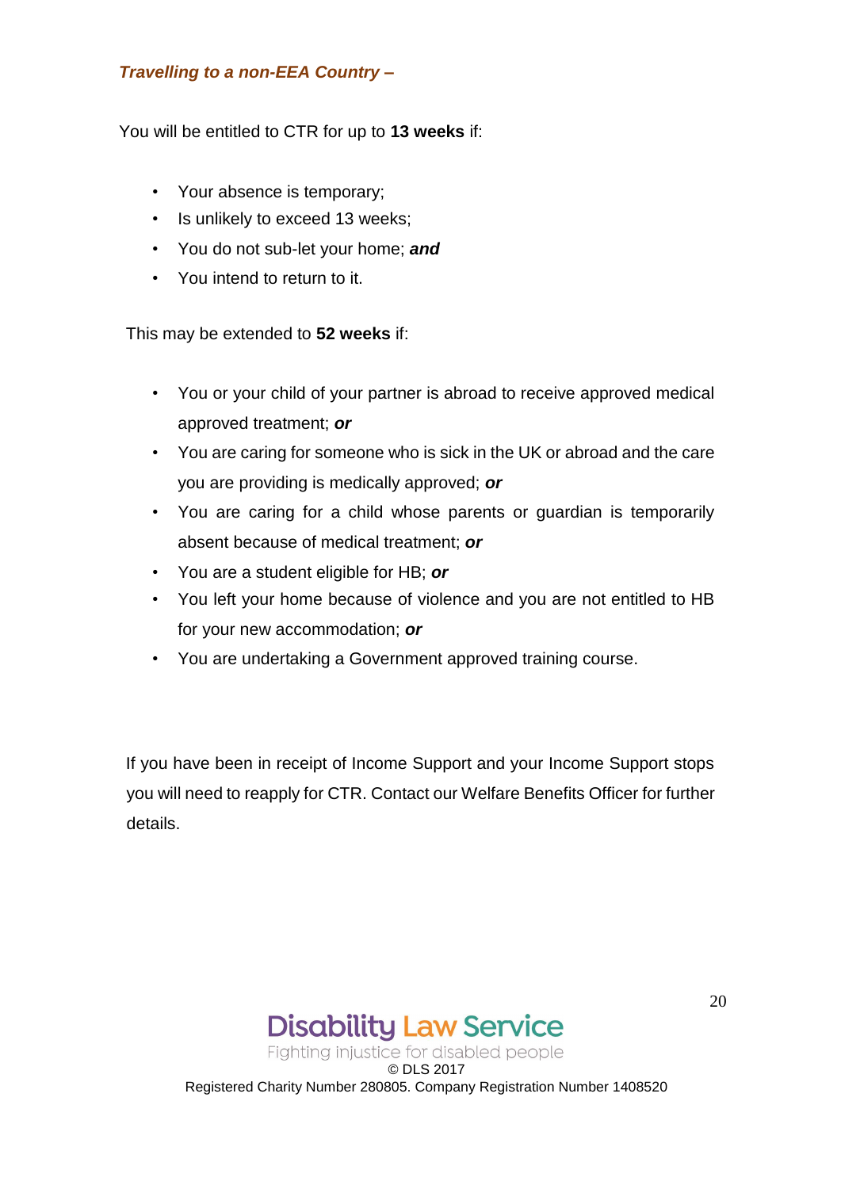***Travelling to a non-EEA Country –***

You will be entitled to CTR for up to **13 weeks** if:

- Your absence is temporary;
- Is unlikely to exceed 13 weeks;
- You do not sub-let your home; ***and***
- You intend to return to it.

This may be extended to **52 weeks** if:

- You or your child of your partner is abroad to receive approved medical approved treatment; ***or***
- You are caring for someone who is sick in the UK or abroad and the care you are providing is medically approved; ***or***
- You are caring for a child whose parents or guardian is temporarily absent because of medical treatment; ***or***
- You are a student eligible for HB; ***or***
- You left your home because of violence and you are not entitled to HB for your new accommodation; ***or***
- You are undertaking a Government approved training course.

If you have been in receipt of Income Support and your Income Support stops you will need to reapply for CTR. Contact our Welfare Benefits Officer for further details.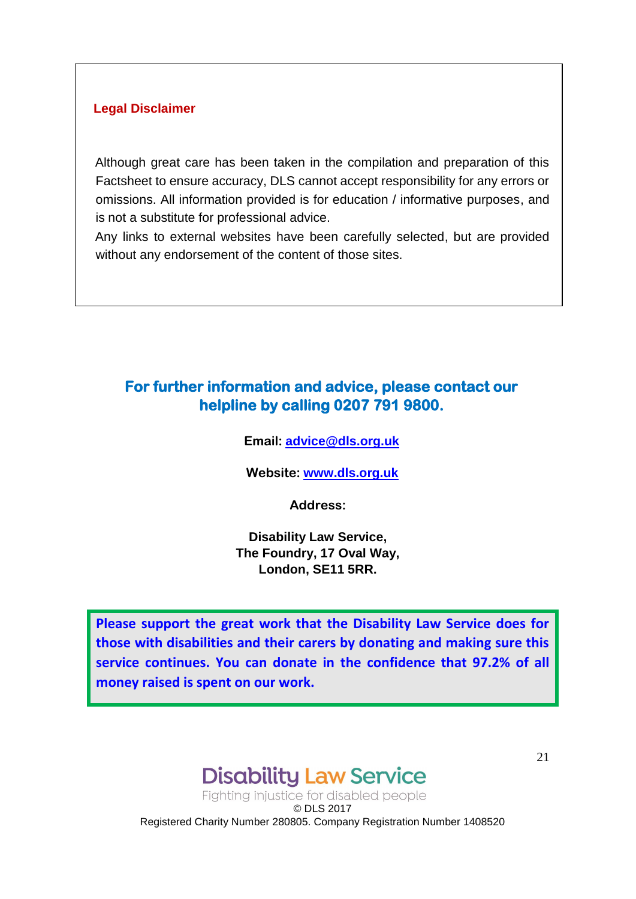**Legal Disclaimer**

Although great care has been taken in the compilation and preparation of this Factsheet to ensure accuracy, DLS cannot accept responsibility for any errors or omissions. All information provided is for education / informative purposes, and is not a substitute for professional advice.

Any links to external websites have been carefully selected, but are provided without any endorsement of the content of those sites.

**For further information and advice, please contact our helpline by calling 0207 791 9800.**

**Email: [advice@dls.org.uk](mailto:advice@dls.org.uk)**

**Website: [www.dls.org.uk](http://www.dls.org.uk)**

**Address:**

**Disability Law Service,**
**The Foundry, 17 Oval Way,**
**London, SE11 5RR.**

**Please support the great work that the Disability Law Service does for those with disabilities and their carers by donating and making sure this service continues. You can donate in the confidence that 97.2% of all money raised is spent on our work.**

Disability Law Service
Fighting injustice for disabled people

© DLS 2017

Registered Charity Number 280805. Company Registration Number 1408520